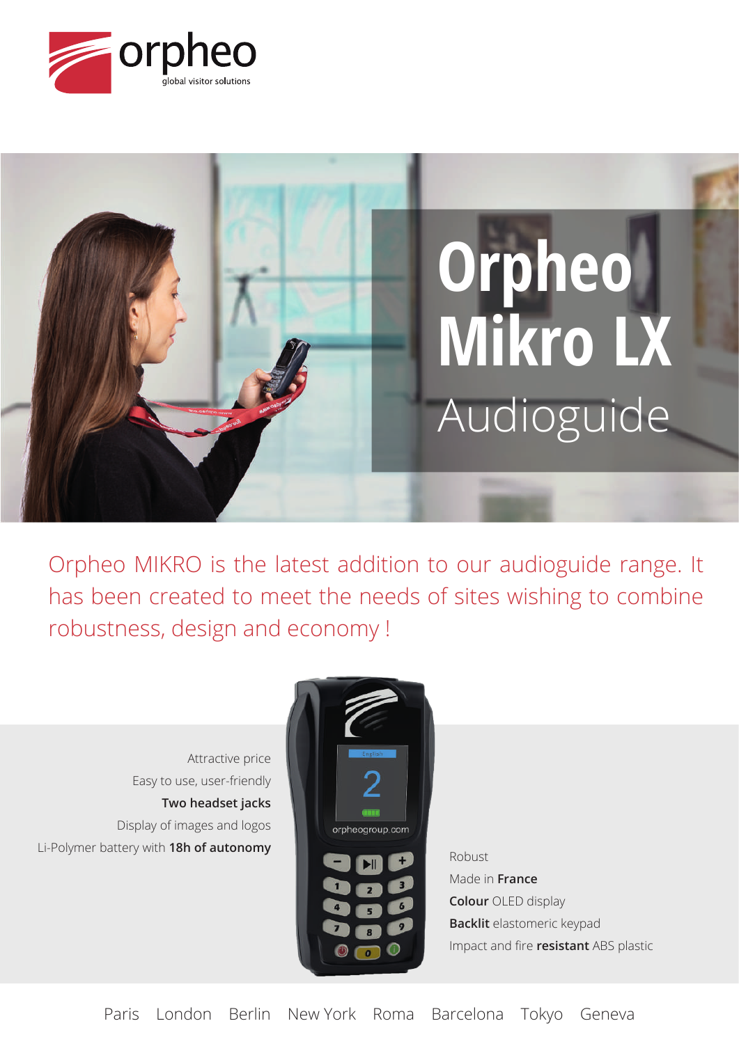orpheo
global visitor solutions

# Orpheo Mikro LX

## Audioguide

Orpheo MIKRO is the latest addition to our audioguide range. It has been created to meet the needs of sites wishing to combine robustness, design and economy !

- Attractive price
- Easy to use, user-friendly
- **Two headset jacks**
- Display of images and logos
- Li-Polymer battery with **18h of autonomy**

- Robust
- Made in **France**
- **Colour** OLED display
- **Backlit** elastomeric keypad
- Impact and fire **resistant** ABS plastic

Paris London Berlin New York Roma Barcelona Tokyo Geneva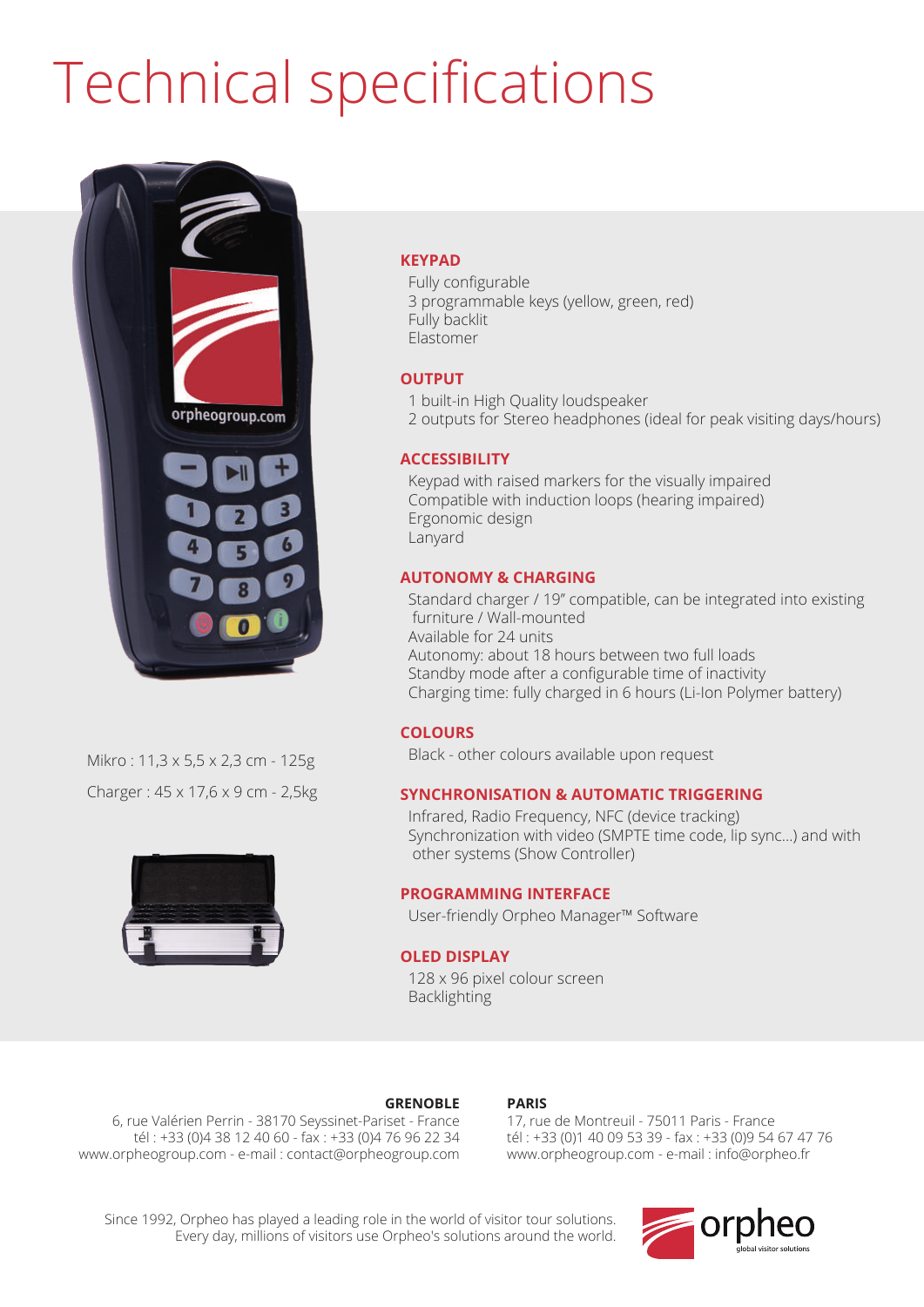# Technical specifications

Mikro : 11,3 x 5,5 x 2,3 cm - 125g

Charger : 45 x 17,6 x 9 cm - 2,5kg

### KEYPAD

Fully configurable
3 programmable keys (yellow, green, red)
Fully backlit
Elastomer

### OUTPUT

1 built-in High Quality loudspeaker
2 outputs for Stereo headphones (ideal for peak visiting days/hours)

### ACCESSIBILITY

Keypad with raised markers for the visually impaired
Compatible with induction loops (hearing impaired)
Ergonomic design
Lanyard

### AUTONOMY & CHARGING

Standard charger / 19" compatible, can be integrated into existing furniture / Wall-mounted
Available for 24 units
Autonomy: about 18 hours between two full loads
Standby mode after a configurable time of inactivity
Charging time: fully charged in 6 hours (Li-Ion Polymer battery)

### COLOURS

Black - other colours available upon request

### SYNCHRONISATION & AUTOMATIC TRIGGERING

Infrared, Radio Frequency, NFC (device tracking)
Synchronization with video (SMPTE time code, lip sync...) and with other systems (Show Controller)

### PROGRAMMING INTERFACE

User-friendly Orpheo Manager™ Software

### OLED DISPLAY

128 x 96 pixel colour screen
Backlighting

**GRENOBLE**
6, rue Valérien Perrin - 38170 Seyssinet-Pariset - France
tél : +33 (0)4 38 12 40 60 - fax : +33 (0)4 76 96 22 34
www.orpheogroup.com - e-mail : contact@orpheogroup.com

**PARIS**
17, rue de Montreuil - 75011 Paris - France
tél : +33 (0)1 40 09 53 39 - fax : +33 (0)9 54 67 47 76
www.orpheogroup.com - e-mail : info@orpheo.fr

Since 1992, Orpheo has played a leading role in the world of visitor tour solutions.
Every day, millions of visitors use Orpheo's solutions around the world.

orpheo
global visitor solutions